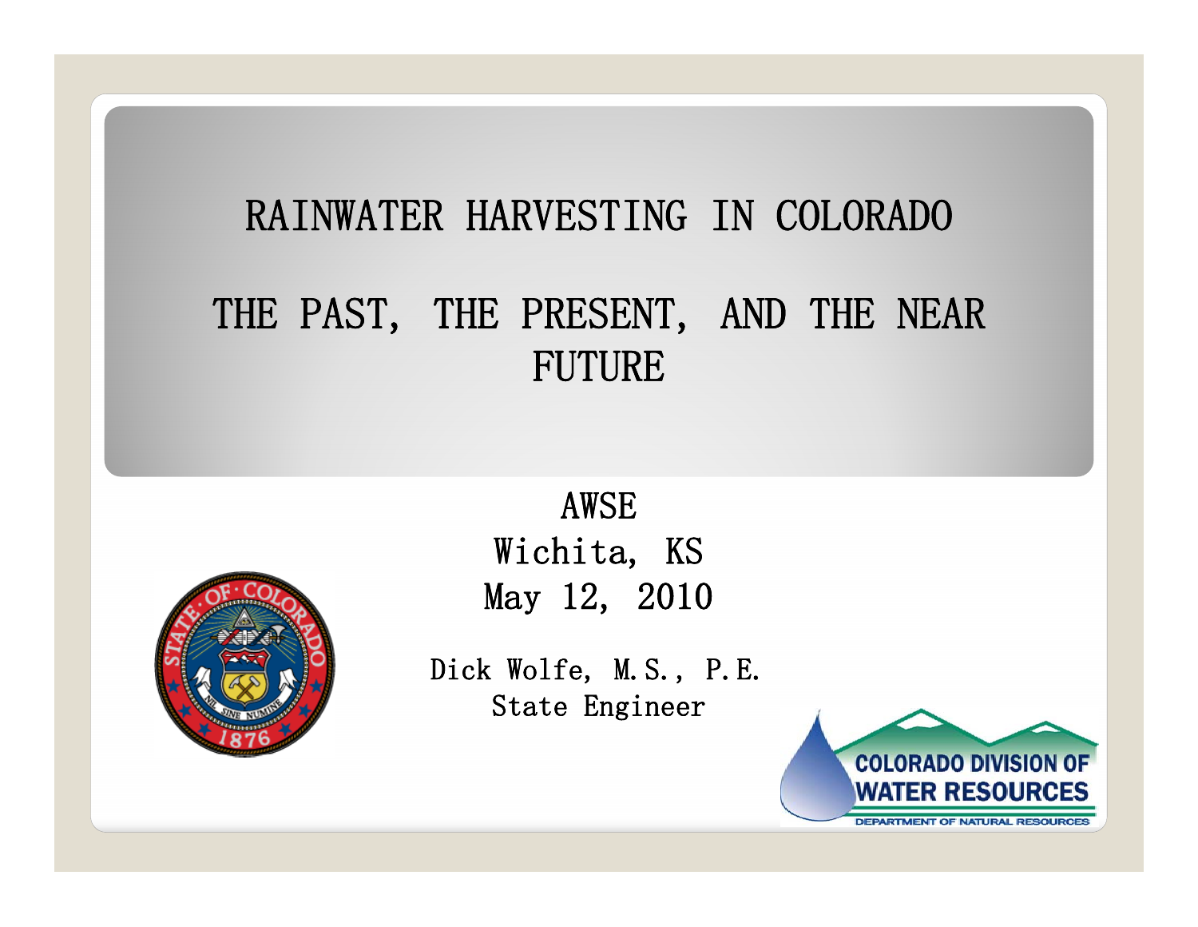# RAINWATER HARVESTING IN COLORADO

## THE PAST, THE PRESENT, AND THE NEAR FUTURE

AWSE
Wichita, KS
May 12, 2010

Dick Wolfe, M.S., P.E.
State Engineer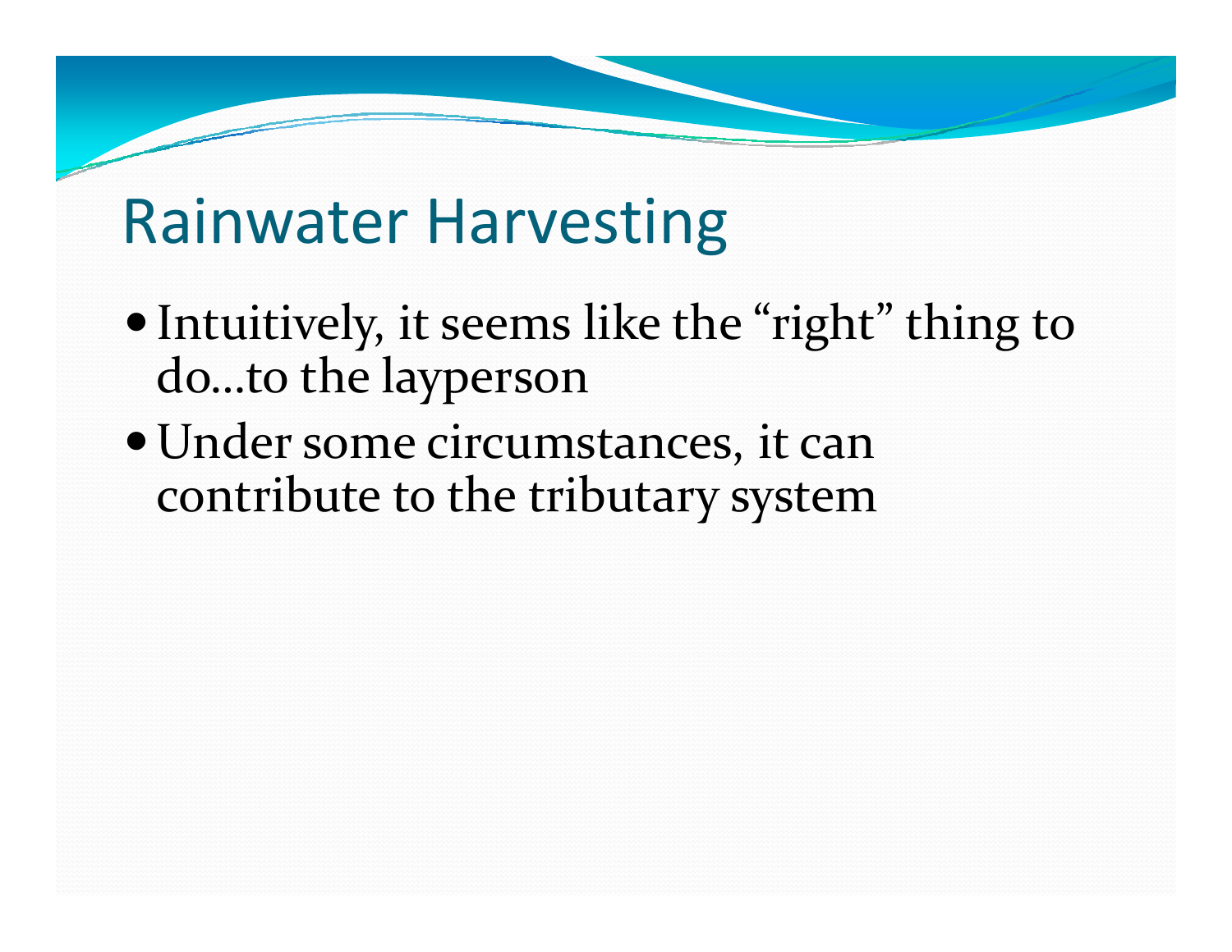# Rainwater Harvesting

- Intuitively, it seems like the “right” thing to do…to the layperson
- Under some circumstances, it can contribute to the tributary system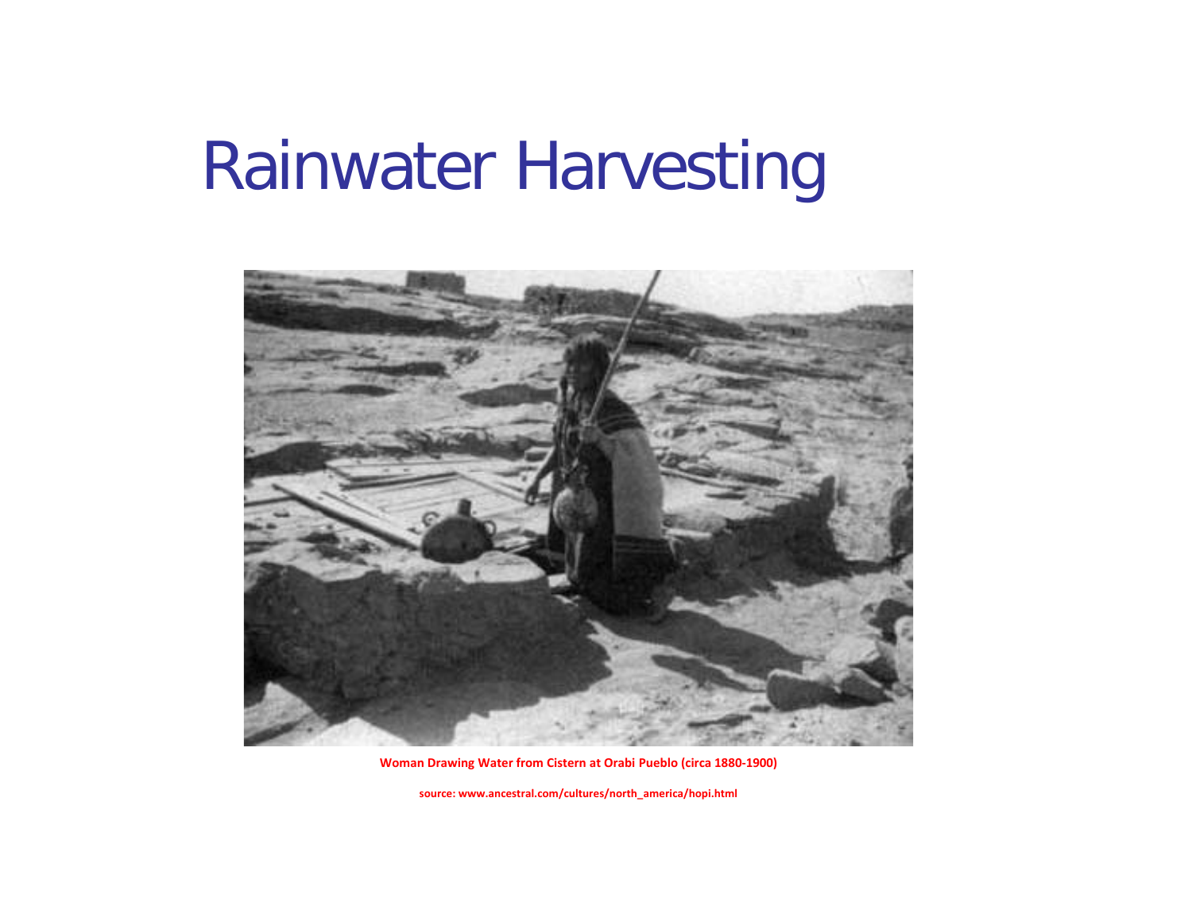# Rainwater Harvesting

**Woman Drawing Water from Cistern at Orabi Pueblo (circa 1880-1900)**

**source: www.ancestral.com/cultures/north_america/hopi.html**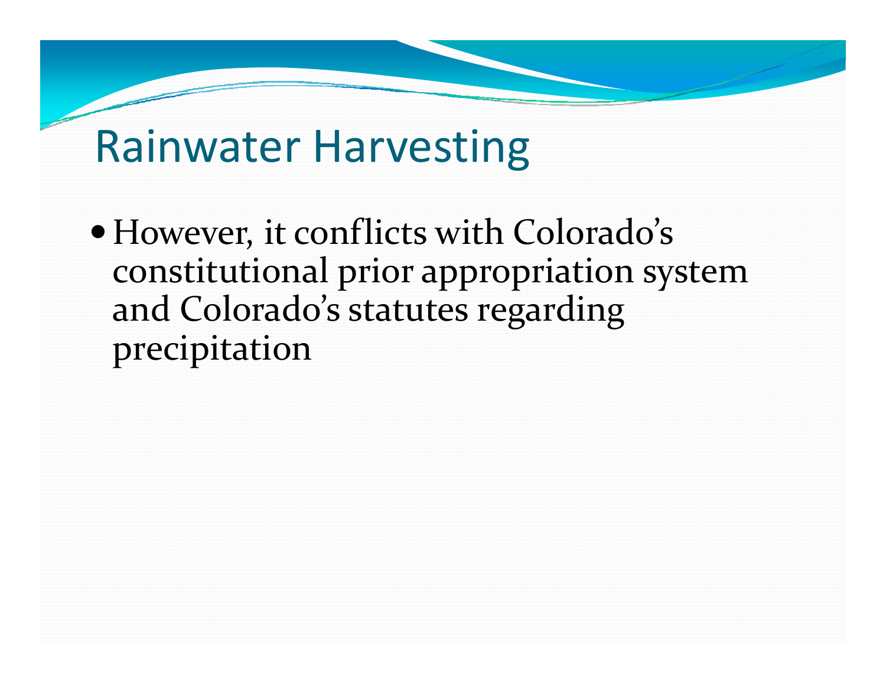# Rainwater Harvesting

- However, it conflicts with Colorado's constitutional prior appropriation system and Colorado's statutes regarding precipitation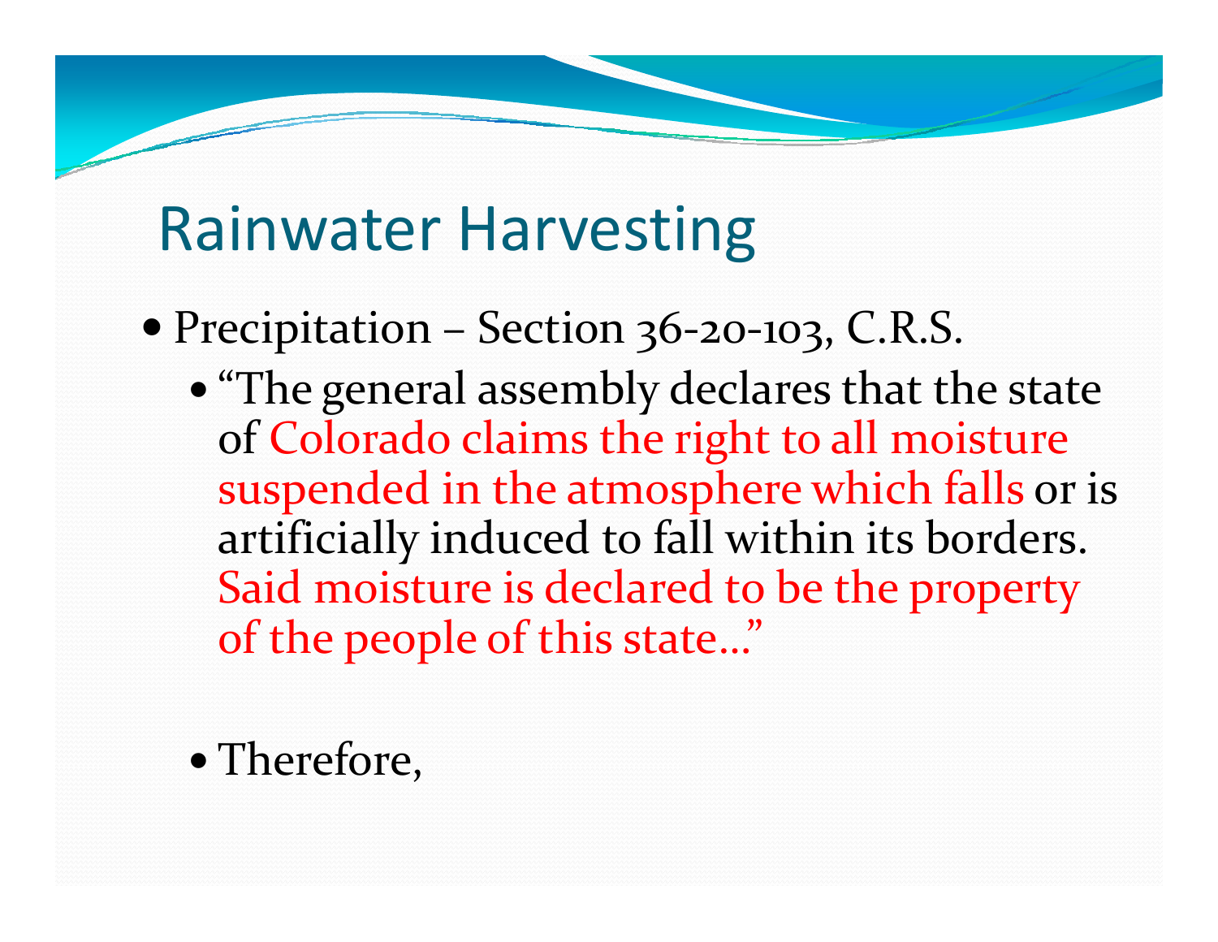# Rainwater Harvesting

- Precipitation – Section 36-20-103, C.R.S.
  - "The general assembly declares that the state of Colorado claims the right to all moisture suspended in the atmosphere which falls or is artificially induced to fall within its borders. Said moisture is declared to be the property of the people of this state…"
  - Therefore,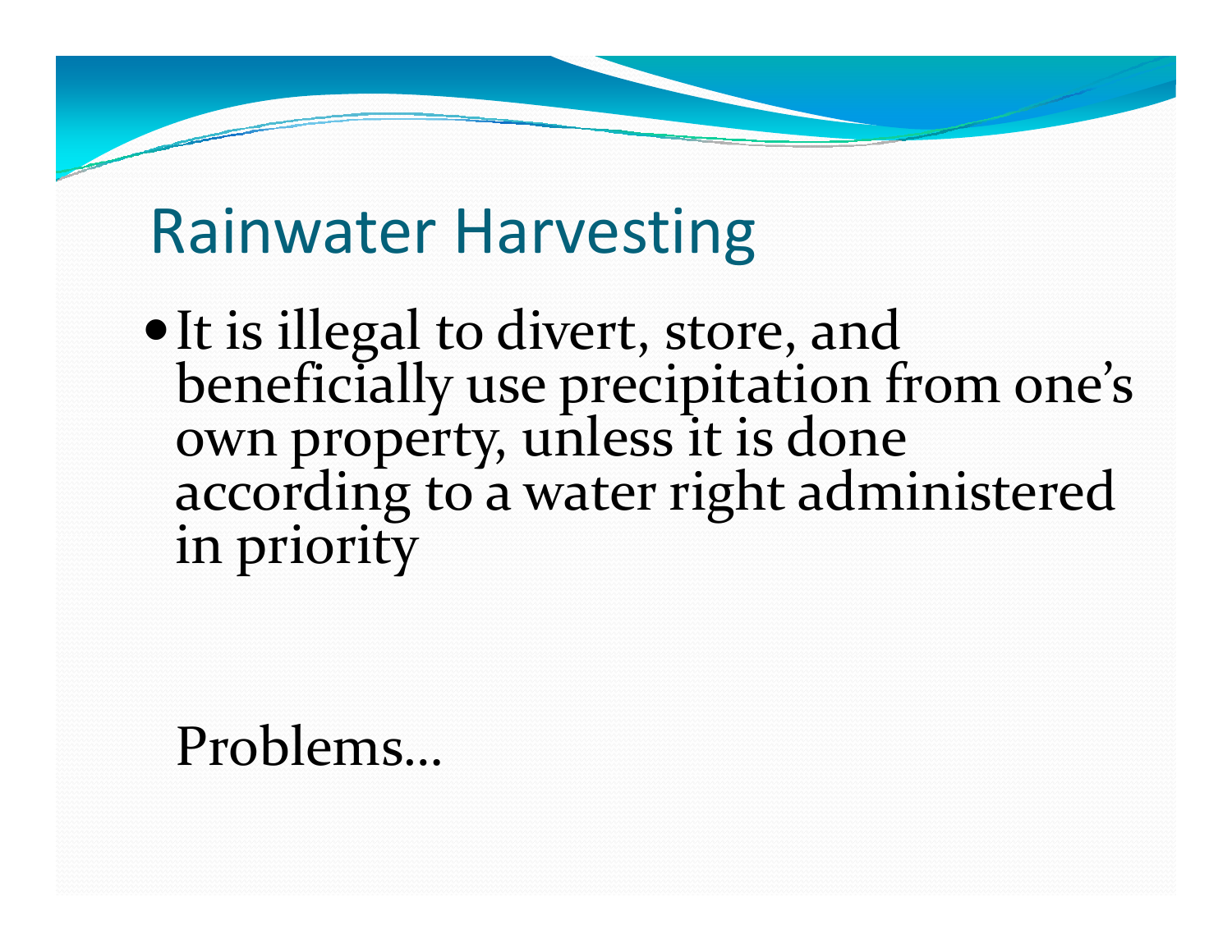# Rainwater Harvesting

- It is illegal to divert, store, and beneficially use precipitation from one's own property, unless it is done according to a water right administered in priority

Problems…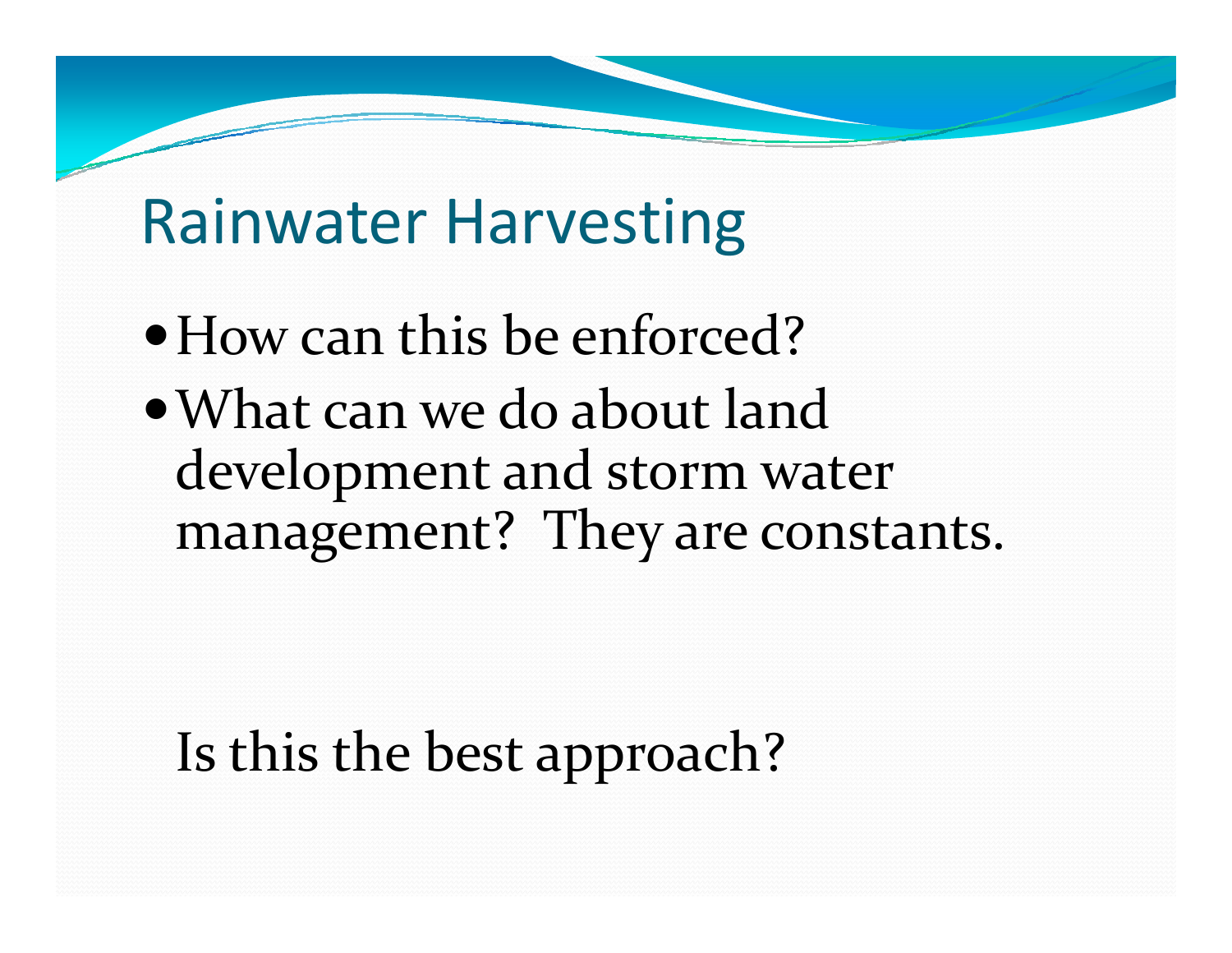# Rainwater Harvesting

- How can this be enforced?
- What can we do about land development and storm water management? They are constants.

Is this the best approach?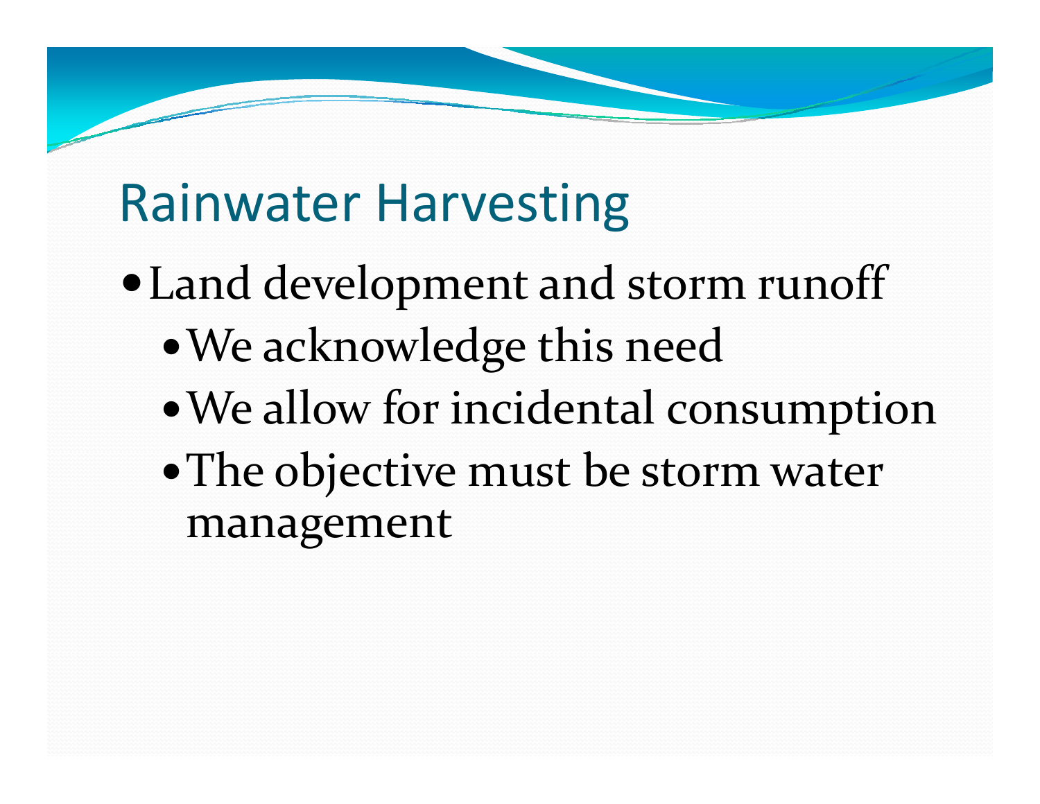# Rainwater Harvesting

- Land development and storm runoff
  - We acknowledge this need
  - We allow for incidental consumption
  - The objective must be storm water management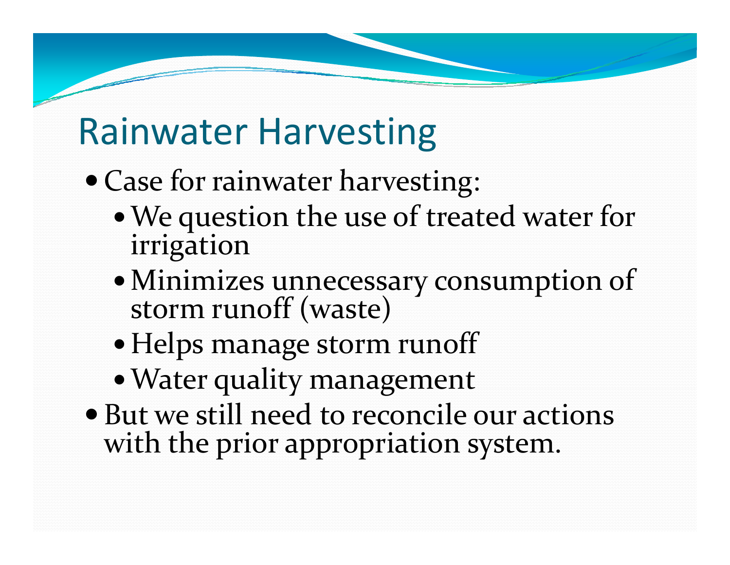# Rainwater Harvesting

- Case for rainwater harvesting:
  - We question the use of treated water for irrigation
  - Minimizes unnecessary consumption of storm runoff (waste)
  - Helps manage storm runoff
  - Water quality management
- But we still need to reconcile our actions with the prior appropriation system.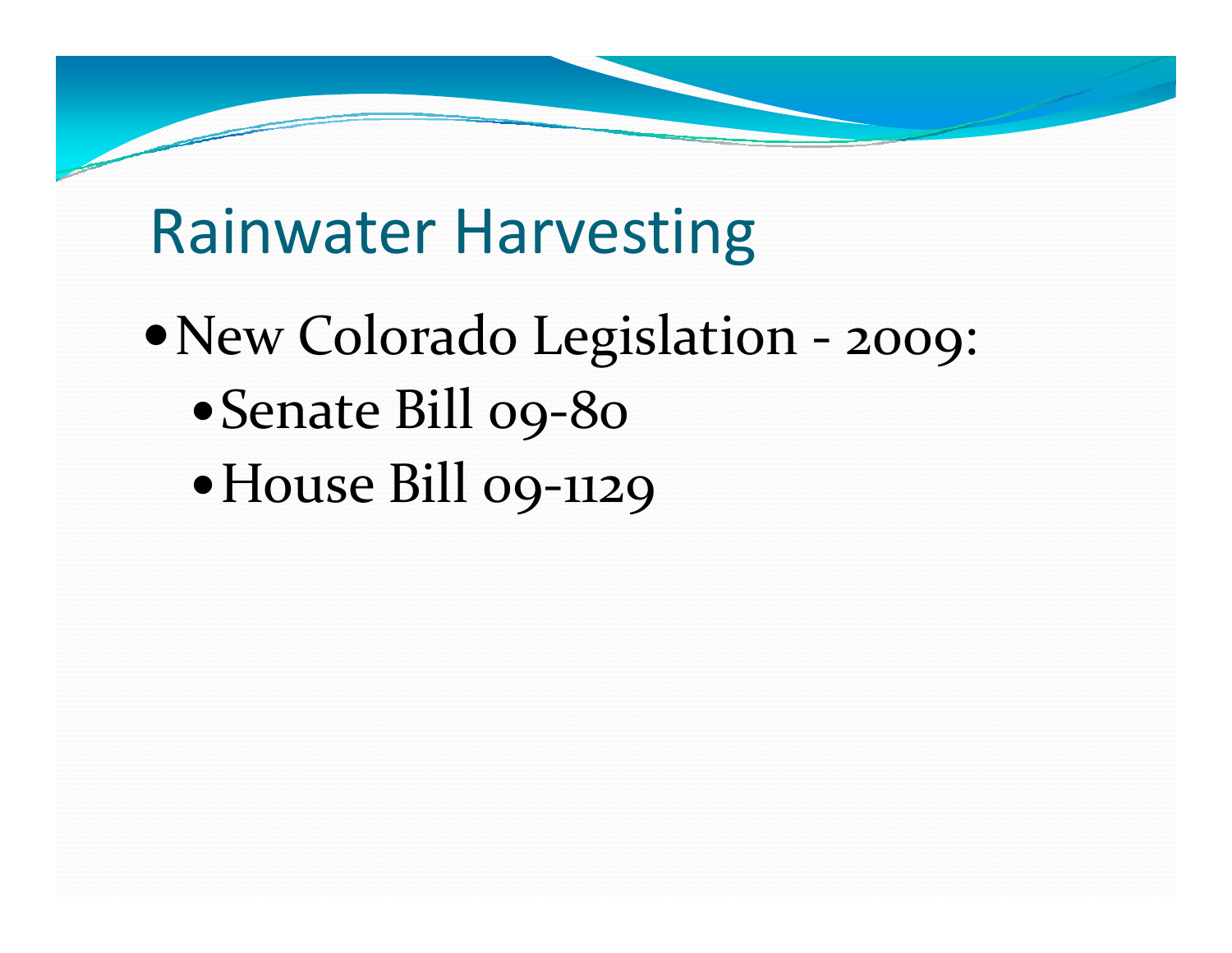# Rainwater Harvesting

- New Colorado Legislation - 2009:
  - Senate Bill 09-80
  - House Bill 09-1129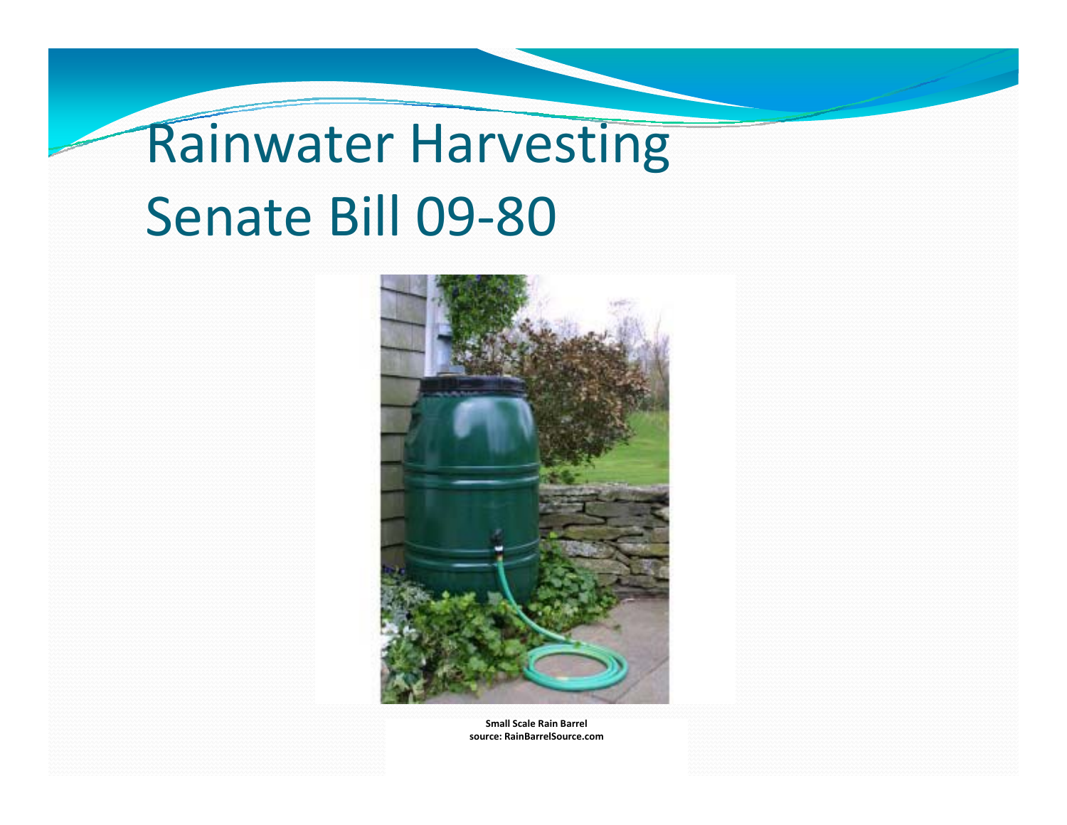# Rainwater Harvesting Senate Bill 09-80

**Small Scale Rain Barrel**
**source: RainBarrelSource.com**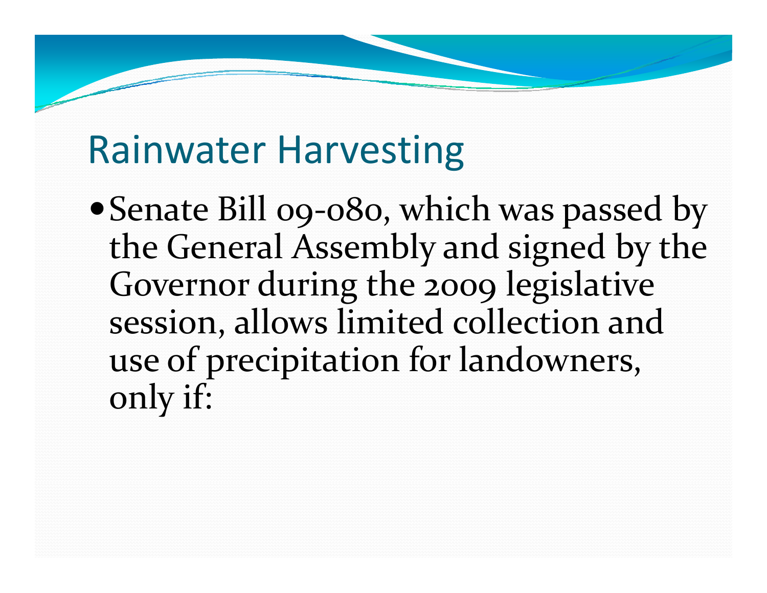# Rainwater Harvesting

- Senate Bill 09-080, which was passed by the General Assembly and signed by the Governor during the 2009 legislative session, allows limited collection and use of precipitation for landowners, only if: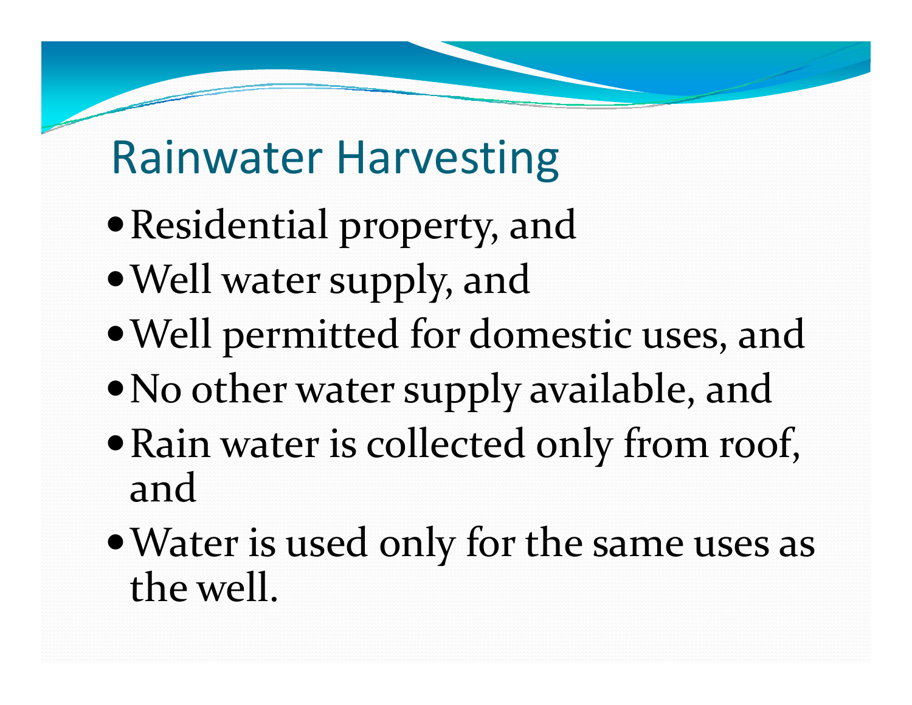# Rainwater Harvesting

- Residential property, and
- Well water supply, and
- Well permitted for domestic uses, and
- No other water supply available, and
- Rain water is collected only from roof, and
- Water is used only for the same uses as the well.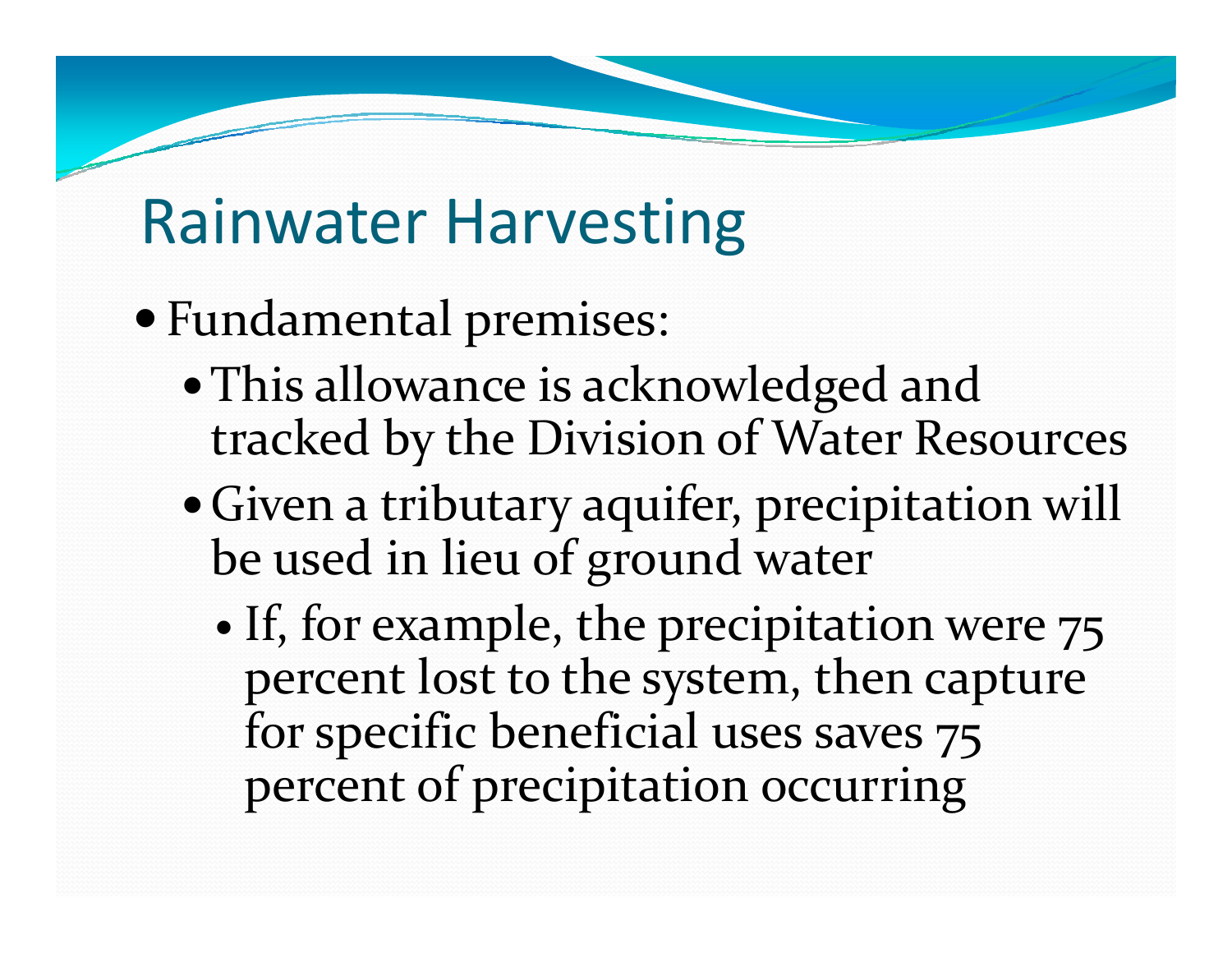# Rainwater Harvesting

- Fundamental premises:
  - This allowance is acknowledged and tracked by the Division of Water Resources
  - Given a tributary aquifer, precipitation will be used in lieu of ground water
    - If, for example, the precipitation were 75 percent lost to the system, then capture for specific beneficial uses saves 75 percent of precipitation occurring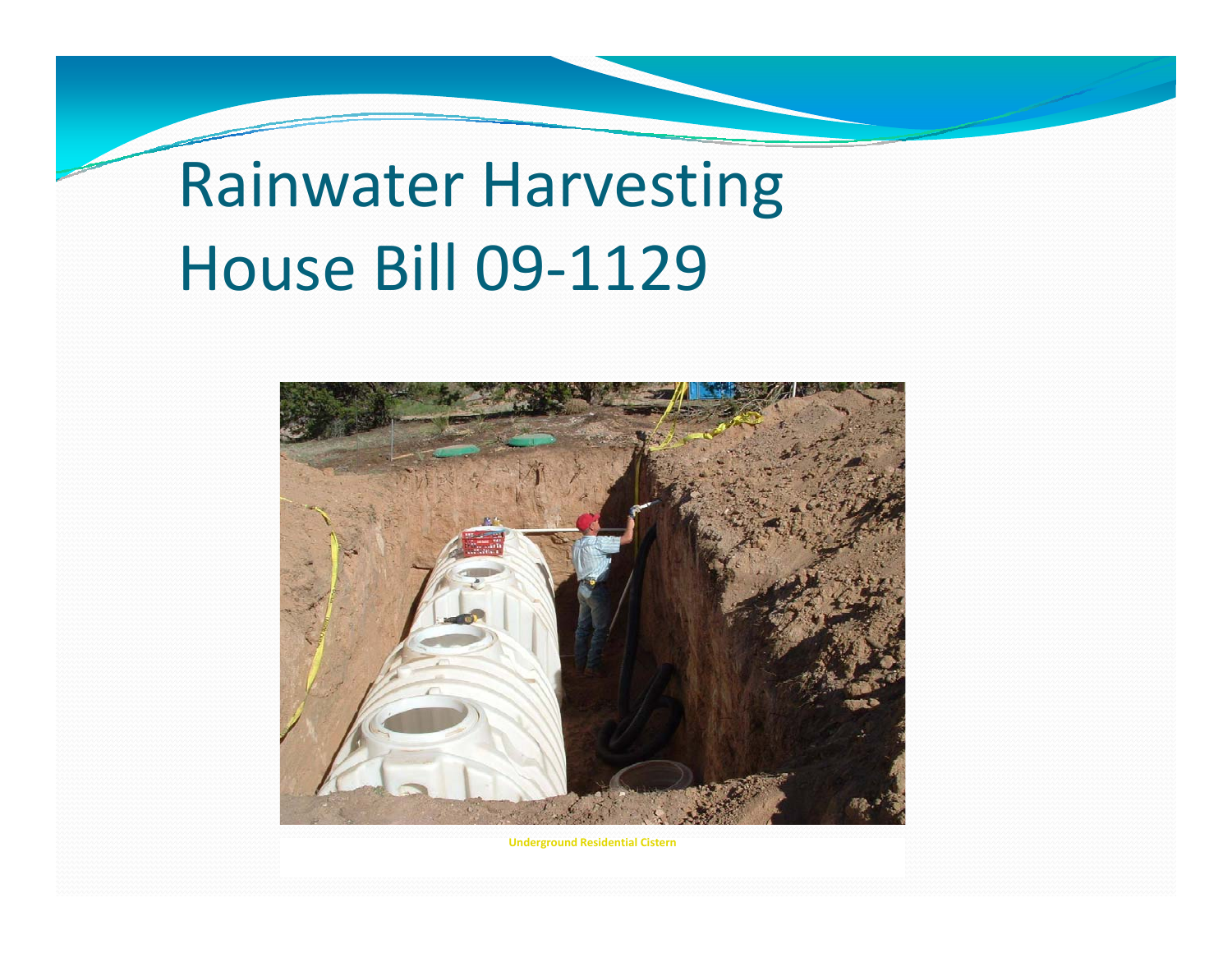# Rainwater Harvesting House Bill 09-1129

Underground Residential Cistern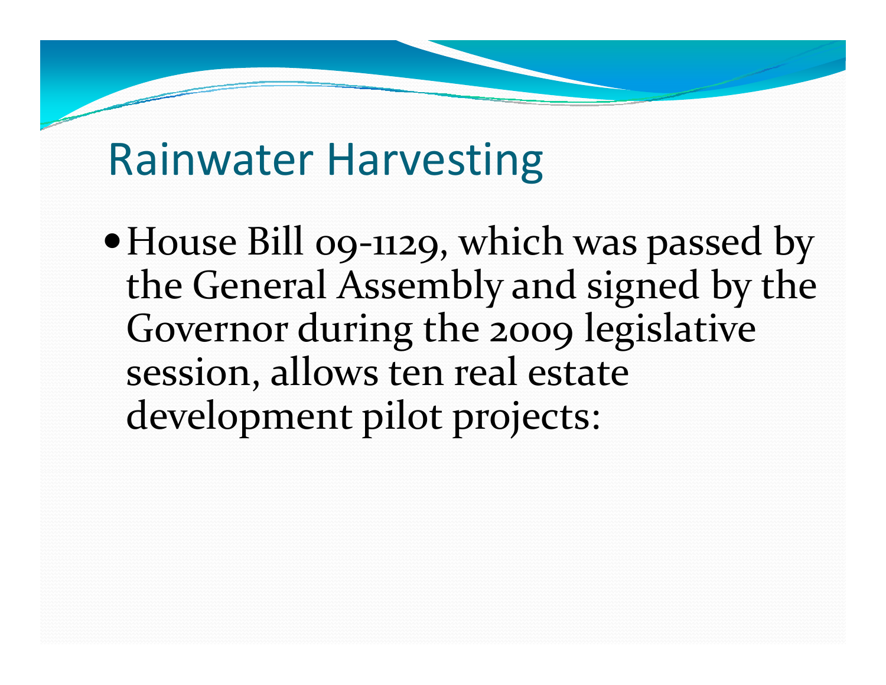# Rainwater Harvesting

- House Bill 09-1129, which was passed by the General Assembly and signed by the Governor during the 2009 legislative session, allows ten real estate development pilot projects: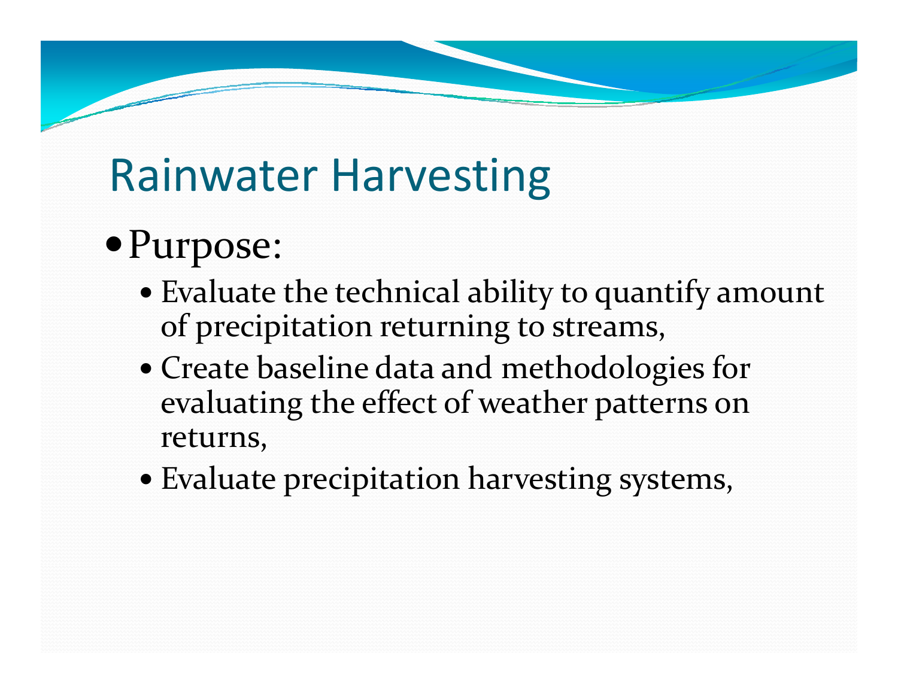# Rainwater Harvesting

- Purpose:
  - Evaluate the technical ability to quantify amount of precipitation returning to streams,
  - Create baseline data and methodologies for evaluating the effect of weather patterns on returns,
  - Evaluate precipitation harvesting systems,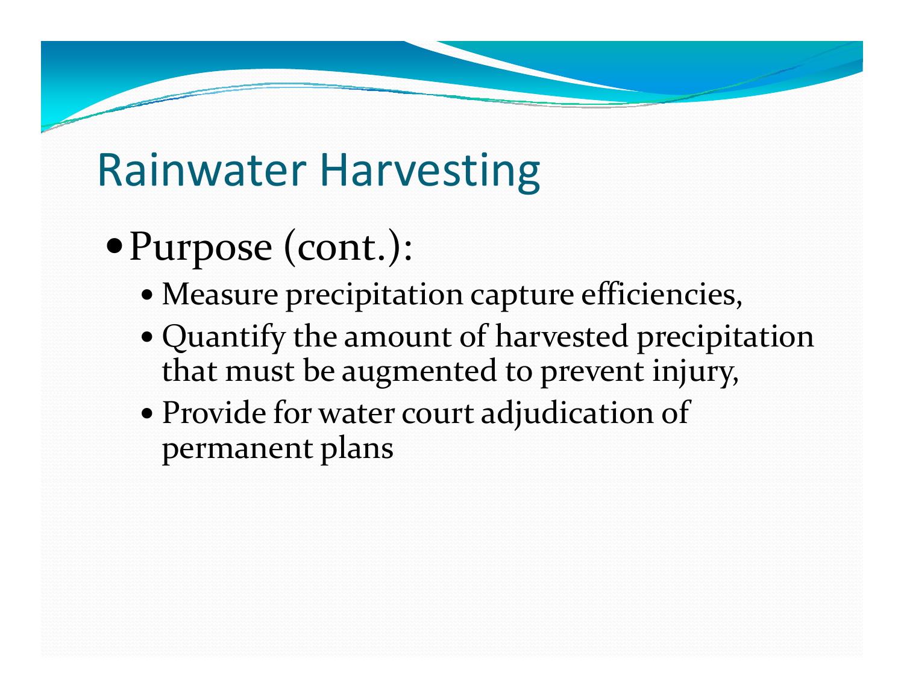# Rainwater Harvesting

- Purpose (cont.):
  - Measure precipitation capture efficiencies,
  - Quantify the amount of harvested precipitation that must be augmented to prevent injury,
  - Provide for water court adjudication of permanent plans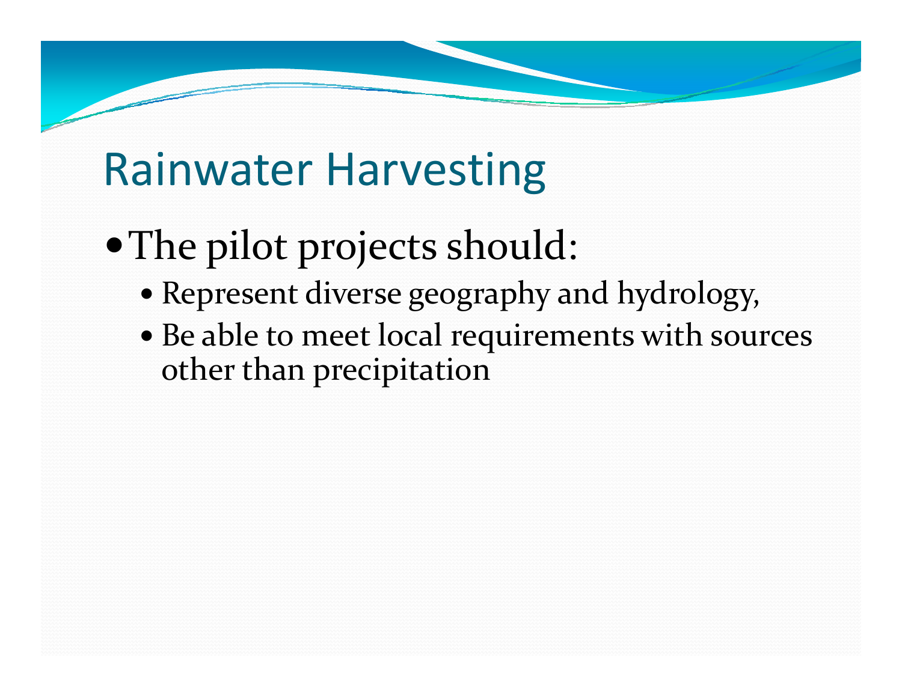# Rainwater Harvesting

- The pilot projects should:
  - Represent diverse geography and hydrology,
  - Be able to meet local requirements with sources other than precipitation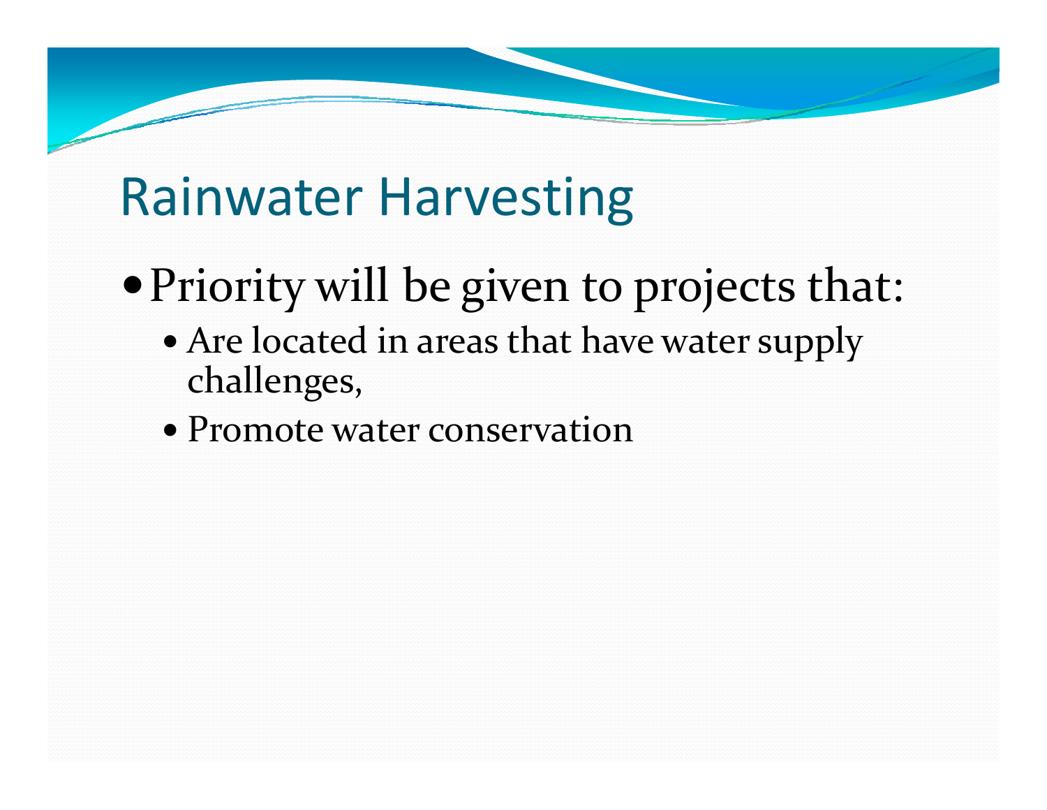# Rainwater Harvesting

- Priority will be given to projects that:
  - Are located in areas that have water supply challenges,
  - Promote water conservation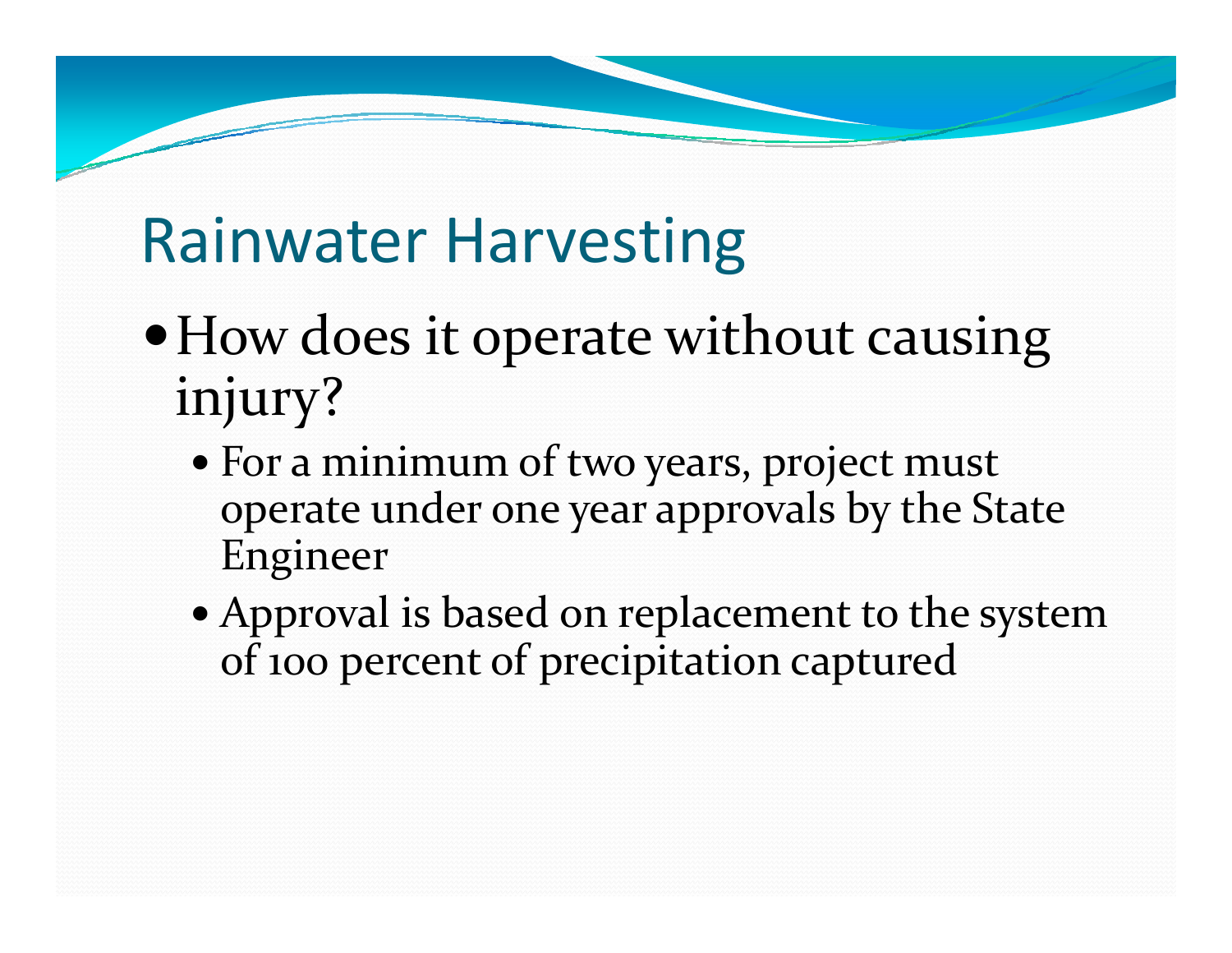# Rainwater Harvesting

- How does it operate without causing injury?
  - For a minimum of two years, project must operate under one year approvals by the State Engineer
  - Approval is based on replacement to the system of 100 percent of precipitation captured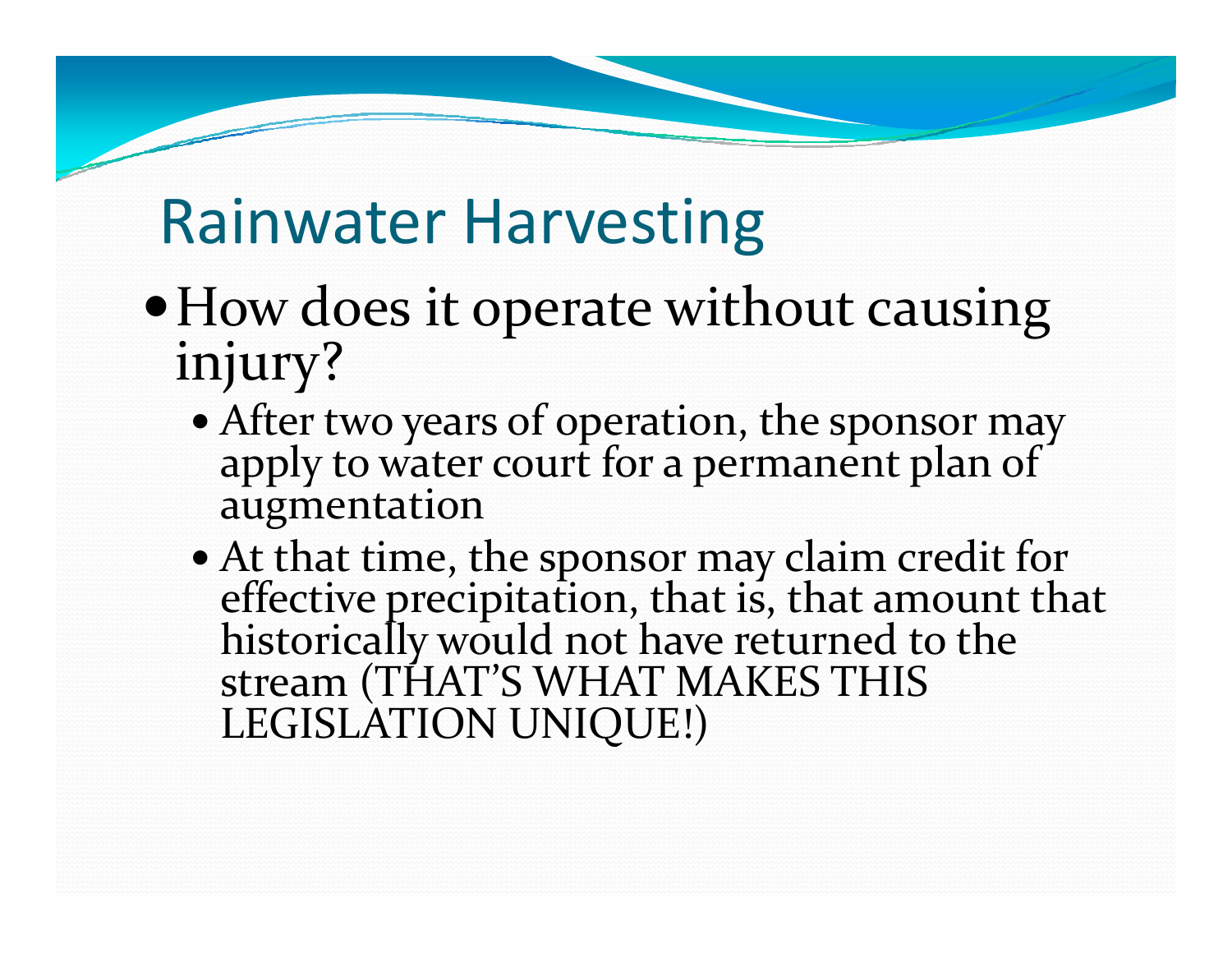# Rainwater Harvesting

- How does it operate without causing injury?
  - After two years of operation, the sponsor may apply to water court for a permanent plan of augmentation
  - At that time, the sponsor may claim credit for effective precipitation, that is, that amount that historically would not have returned to the stream (THAT'S WHAT MAKES THIS LEGISLATION UNIQUE!)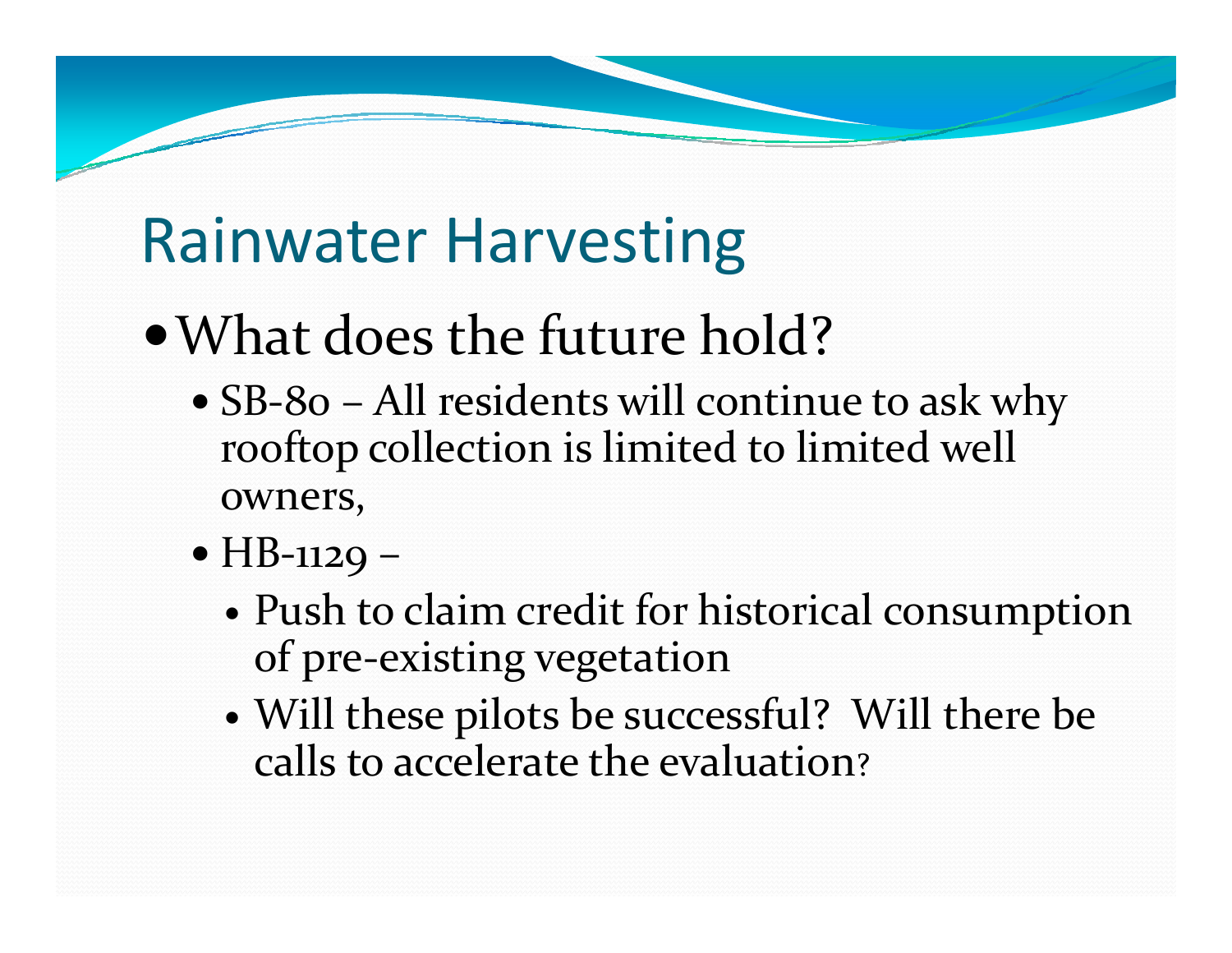# Rainwater Harvesting

- What does the future hold?
  - SB-80 – All residents will continue to ask why rooftop collection is limited to limited well owners,
  - HB-1129 –
    - Push to claim credit for historical consumption of pre-existing vegetation
    - Will these pilots be successful? Will there be calls to accelerate the evaluation?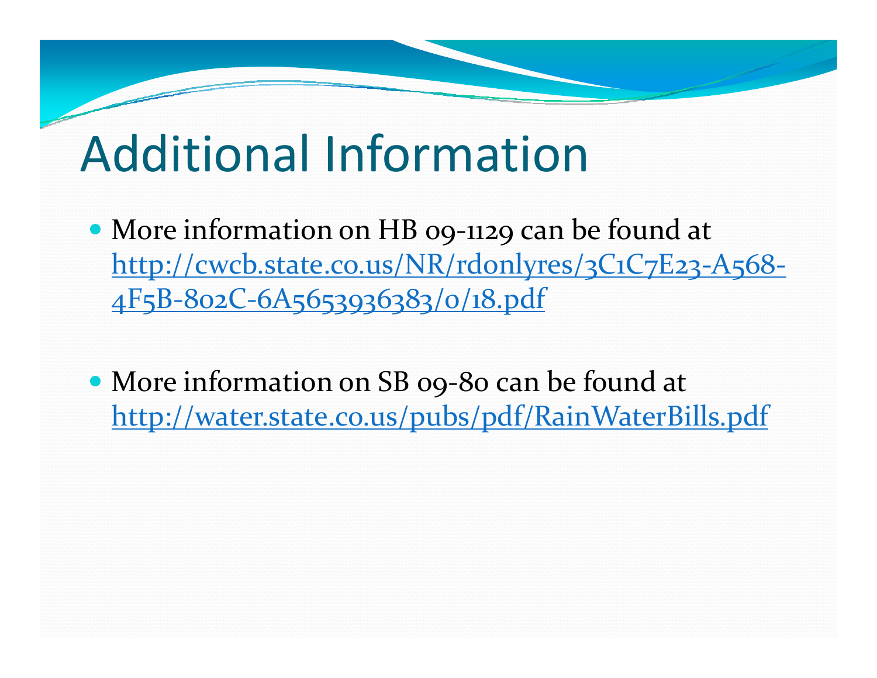# Additional Information

- More information on HB 09-1129 can be found at http://cwcb.state.co.us/NR/rdonlyres/3C1C7E23-A568-4F5B-802C-6A5653936383/0/18.pdf

- More information on SB 09-80 can be found at http://water.state.co.us/pubs/pdf/RainWaterBills.pdf